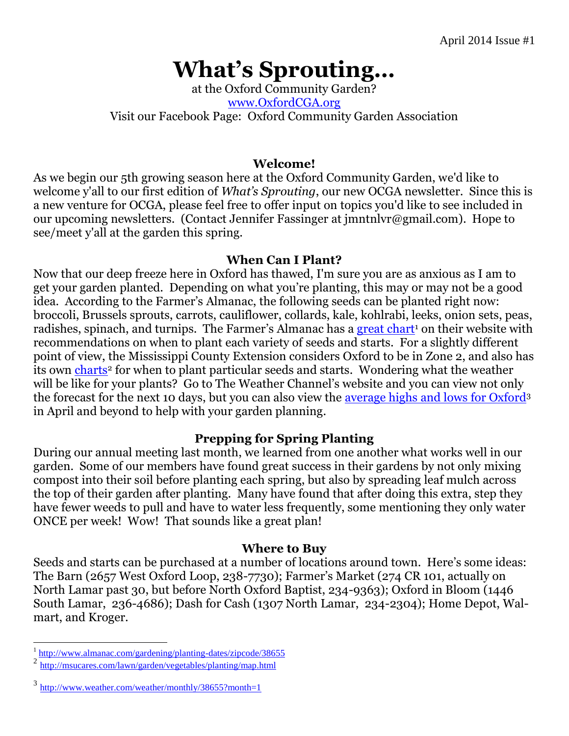April 2014 Issue #1

# What's Sprouting…

at the Oxford Community Garden?
www.OxfordCGA.org
Visit our Facebook Page: Oxford Community Garden Association

## Welcome!

As we begin our 5th growing season here at the Oxford Community Garden, we'd like to welcome y'all to our first edition of *What's Sprouting*, our new OCGA newsletter. Since this is a new venture for OCGA, please feel free to offer input on topics you'd like to see included in our upcoming newsletters. (Contact Jennifer Fassinger at jmntnlvr@gmail.com). Hope to see/meet y'all at the garden this spring.

## When Can I Plant?

Now that our deep freeze here in Oxford has thawed, I'm sure you are as anxious as I am to get your garden planted. Depending on what you're planting, this may or may not be a good idea. According to the Farmer's Almanac, the following seeds can be planted right now: broccoli, Brussels sprouts, carrots, cauliflower, collards, kale, kohlrabi, leeks, onion sets, peas, radishes, spinach, and turnips. The Farmer's Almanac has a great chart[1] on their website with recommendations on when to plant each variety of seeds and starts. For a slightly different point of view, the Mississippi County Extension considers Oxford to be in Zone 2, and also has its own charts[2] for when to plant particular seeds and starts. Wondering what the weather will be like for your plants? Go to The Weather Channel's website and you can view not only the forecast for the next 10 days, but you can also view the average highs and lows for Oxford[3] in April and beyond to help with your garden planning.

## Prepping for Spring Planting

During our annual meeting last month, we learned from one another what works well in our garden. Some of our members have found great success in their gardens by not only mixing compost into their soil before planting each spring, but also by spreading leaf mulch across the top of their garden after planting. Many have found that after doing this extra, step they have fewer weeds to pull and have to water less frequently, some mentioning they only water ONCE per week! Wow! That sounds like a great plan!

## Where to Buy

Seeds and starts can be purchased at a number of locations around town. Here's some ideas: The Barn (2657 West Oxford Loop, 238-7730); Farmer's Market (274 CR 101, actually on North Lamar past 30, but before North Oxford Baptist, 234-9363); Oxford in Bloom (1446 South Lamar, 236-4686); Dash for Cash (1307 North Lamar, 234-2304); Home Depot, Wal-mart, and Kroger.

---

[1] http://www.almanac.com/gardening/planting-dates/zipcode/38655

[2] http://msucares.com/lawn/garden/vegetables/planting/map.html

[3] http://www.weather.com/weather/monthly/38655?month=1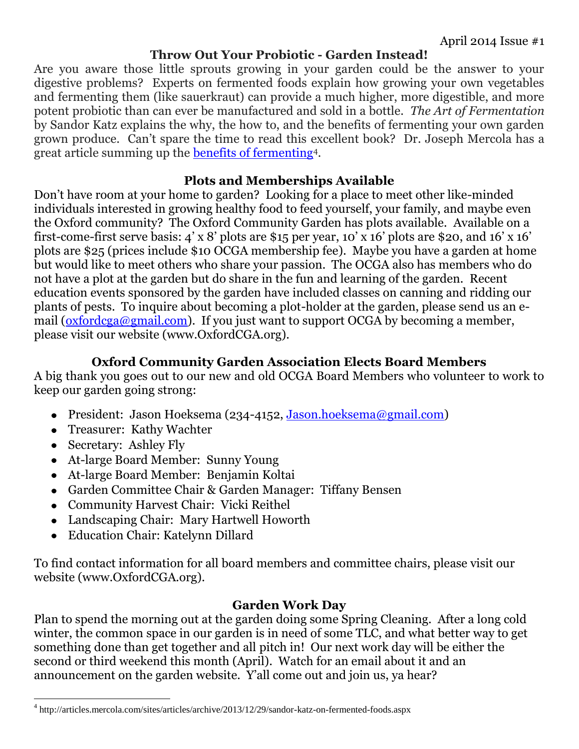April 2014 Issue #1

## Throw Out Your Probiotic - Garden Instead!

Are you aware those little sprouts growing in your garden could be the answer to your digestive problems? Experts on fermented foods explain how growing your own vegetables and fermenting them (like sauerkraut) can provide a much higher, more digestible, and more potent probiotic than can ever be manufactured and sold in a bottle. *The Art of Fermentation* by Sandor Katz explains the why, the how to, and the benefits of fermenting your own garden grown produce. Can't spare the time to read this excellent book? Dr. Joseph Mercola has a great article summing up the benefits of fermenting[4].

## Plots and Memberships Available

Don't have room at your home to garden? Looking for a place to meet other like-minded individuals interested in growing healthy food to feed yourself, your family, and maybe even the Oxford community? The Oxford Community Garden has plots available. Available on a first-come-first serve basis: 4' x 8' plots are $15 per year, 10' x 16' plots are $20, and 16' x 16' plots are $25 (prices include $10 OCGA membership fee). Maybe you have a garden at home but would like to meet others who share your passion. The OCGA also has members who do not have a plot at the garden but do share in the fun and learning of the garden. Recent education events sponsored by the garden have included classes on canning and ridding our plants of pests. To inquire about becoming a plot-holder at the garden, please send us an e-mail (oxfordcga@gmail.com). If you just want to support OCGA by becoming a member, please visit our website (www.OxfordCGA.org).

## Oxford Community Garden Association Elects Board Members

A big thank you goes out to our new and old OCGA Board Members who volunteer to work to keep our garden going strong:

- President: Jason Hoeksema (234-4152, Jason.hoeksema@gmail.com)
- Treasurer: Kathy Wachter
- Secretary: Ashley Fly
- At-large Board Member: Sunny Young
- At-large Board Member: Benjamin Koltai
- Garden Committee Chair & Garden Manager: Tiffany Bensen
- Community Harvest Chair: Vicki Reithel
- Landscaping Chair: Mary Hartwell Howorth
- Education Chair: Katelynn Dillard

To find contact information for all board members and committee chairs, please visit our website (www.OxfordCGA.org).

## Garden Work Day

Plan to spend the morning out at the garden doing some Spring Cleaning. After a long cold winter, the common space in our garden is in need of some TLC, and what better way to get something done than get together and all pitch in! Our next work day will be either the second or third weekend this month (April). Watch for an email about it and an announcement on the garden website. Y'all come out and join us, ya hear?

---

[4] http://articles.mercola.com/sites/articles/archive/2013/12/29/sandor-katz-on-fermented-foods.aspx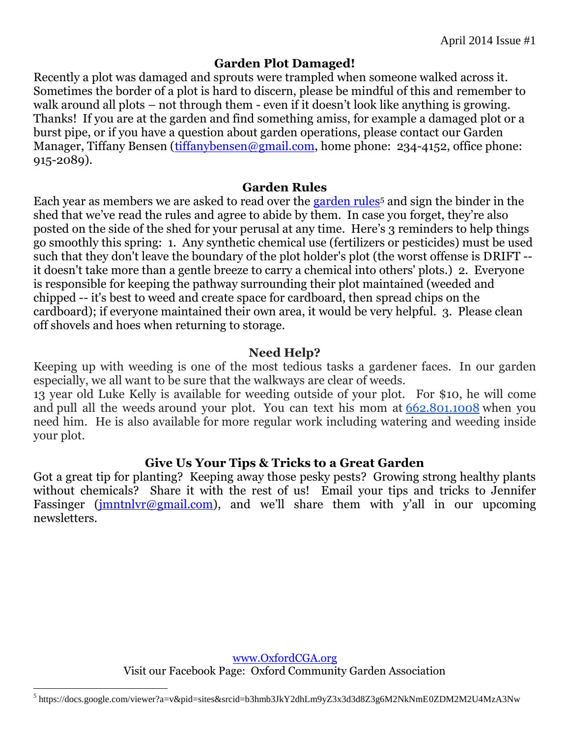## Garden Plot Damaged!

Recently a plot was damaged and sprouts were trampled when someone walked across it. Sometimes the border of a plot is hard to discern, please be mindful of this and remember to walk around all plots – not through them - even if it doesn't look like anything is growing. Thanks! If you are at the garden and find something amiss, for example a damaged plot or a burst pipe, or if you have a question about garden operations, please contact our Garden Manager, Tiffany Bensen (tiffanybensen@gmail.com, home phone: 234-4152, office phone: 915-2089).

## Garden Rules

Each year as members we are asked to read over the garden rules[5] and sign the binder in the shed that we've read the rules and agree to abide by them. In case you forget, they're also posted on the side of the shed for your perusal at any time. Here's 3 reminders to help things go smoothly this spring: 1. Any synthetic chemical use (fertilizers or pesticides) must be used such that they don't leave the boundary of the plot holder's plot (the worst offense is DRIFT -- it doesn't take more than a gentle breeze to carry a chemical into others' plots.) 2. Everyone is responsible for keeping the pathway surrounding their plot maintained (weeded and chipped -- it's best to weed and create space for cardboard, then spread chips on the cardboard); if everyone maintained their own area, it would be very helpful. 3. Please clean off shovels and hoes when returning to storage.

## Need Help?

Keeping up with weeding is one of the most tedious tasks a gardener faces. In our garden especially, we all want to be sure that the walkways are clear of weeds.

13 year old Luke Kelly is available for weeding outside of your plot. For $10, he will come and pull all the weeds around your plot. You can text his mom at 662.801.1008 when you need him. He is also available for more regular work including watering and weeding inside your plot.

## Give Us Your Tips & Tricks to a Great Garden

Got a great tip for planting? Keeping away those pesky pests? Growing strong healthy plants without chemicals? Share it with the rest of us! Email your tips and tricks to Jennifer Fassinger (jmntnlvr@gmail.com), and we'll share them with y'all in our upcoming newsletters.

www.OxfordCGA.org

Visit our Facebook Page: Oxford Community Garden Association

[5] https://docs.google.com/viewer?a=v&pid=sites&srcid=b3hmb3JkY2dhLm9yZ3x3d3d8Z3g6M2NkNmE0ZDM2M2U4MzA3Nw